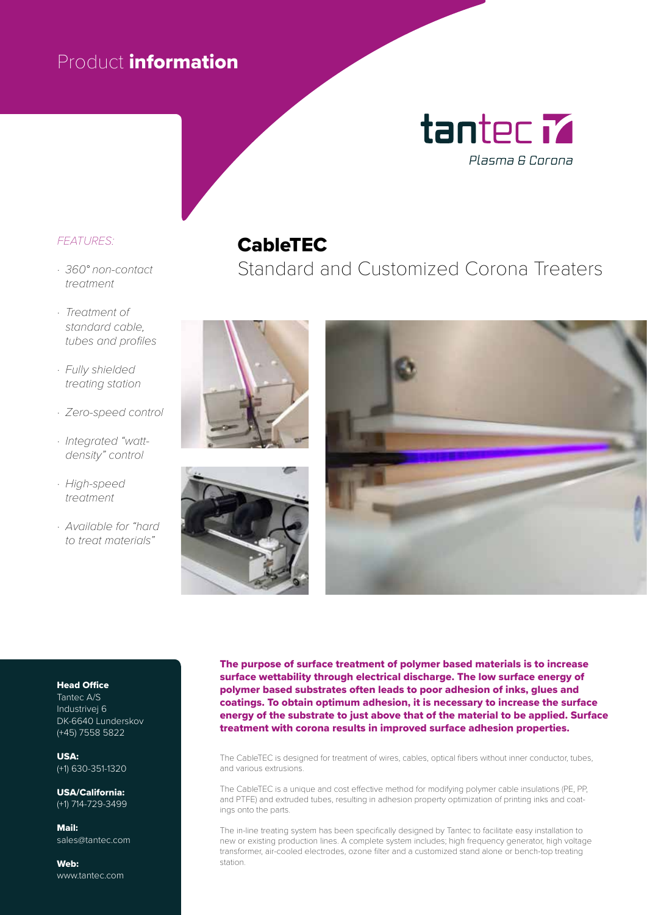Product **information**

tantec
*Plasma & Corona*

# CableTEC

## Standard and Customized Corona Treaters

*FEATURES:*

- *360° non-contact treatment*
- *Treatment of standard cable, tubes and profiles*
- *Fully shielded treating station*
- *Zero-speed control*
- *Integrated "watt-density" control*
- *High-speed treatment*
- *Available for "hard to treat materials"*

**The purpose of surface treatment of polymer based materials is to increase surface wettability through electrical discharge. The low surface energy of polymer based substrates often leads to poor adhesion of inks, glues and coatings. To obtain optimum adhesion, it is necessary to increase the surface energy of the substrate to just above that of the material to be applied. Surface treatment with corona results in improved surface adhesion properties.**

The CableTEC is designed for treatment of wires, cables, optical fibers without inner conductor, tubes, and various extrusions.

The CableTEC is a unique and cost effective method for modifying polymer cable insulations (PE, PP, and PTFE) and extruded tubes, resulting in adhesion property optimization of printing inks and coatings onto the parts.

The in-line treating system has been specifically designed by Tantec to facilitate easy installation to new or existing production lines. A complete system includes; high frequency generator, high voltage transformer, air-cooled electrodes, ozone filter and a customized stand alone or bench-top treating station.

**Head Office**
Tantec A/S
Industrivej 6
DK-6640 Lunderskov
(+45) 7558 5822

**USA:**
(+1) 630-351-1320

**USA/California:**
(+1) 714-729-3499

**Mail:**
sales@tantec.com

**Web:**
www.tantec.com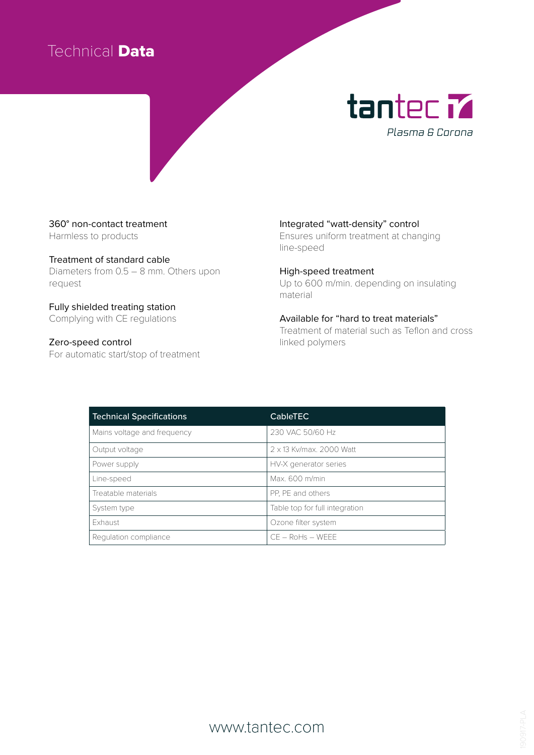# Technical **Data**

tantec

*Plasma & Corona*

**360° non-contact treatment**
Harmless to products

**Treatment of standard cable**
Diameters from 0.5 – 8 mm. Others upon request

**Fully shielded treating station**
Complying with CE regulations

**Zero-speed control**
For automatic start/stop of treatment

**Integrated "watt-density" control**
Ensures uniform treatment at changing line-speed

**High-speed treatment**
Up to 600 m/min. depending on insulating material

**Available for "hard to treat materials"**
Treatment of material such as Teflon and cross linked polymers

| Technical Specifications | CableTEC |
|---|---|
| Mains voltage and frequency | 230 VAC 50/60 Hz |
| Output voltage | 2 x 13 Kv/max. 2000 Watt |
| Power supply | HV-X generator series |
| Line-speed | Max. 600 m/min |
| Treatable materials | PP, PE and others |
| System type | Table top for full integration |
| Exhaust | Ozone filter system |
| Regulation compliance | CE – RoHs – WEEE |

www.tantec.com

190917-PLA